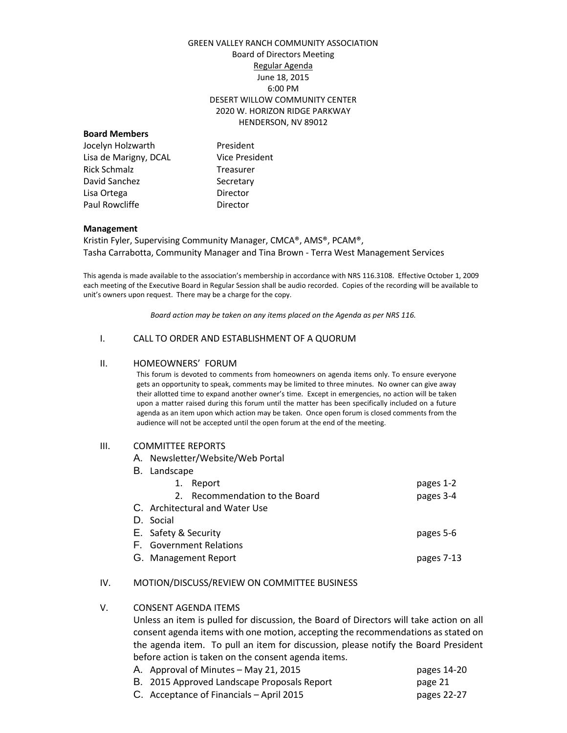GREEN VALLEY RANCH COMMUNITY ASSOCIATION
Board of Directors Meeting
Regular Agenda
June 18, 2015
6:00 PM
DESERT WILLOW COMMUNITY CENTER
2020 W. HORIZON RIDGE PARKWAY
HENDERSON, NV 89012

**Board Members**

| | |
|---|---|
| Jocelyn Holzwarth | President |
| Lisa de Marigny, DCAL | Vice President |
| Rick Schmalz | Treasurer |
| David Sanchez | Secretary |
| Lisa Ortega | Director |
| Paul Rowcliffe | Director |

**Management**

Kristin Fyler, Supervising Community Manager, CMCA®, AMS®, PCAM®,
Tasha Carrabotta, Community Manager and Tina Brown - Terra West Management Services

This agenda is made available to the association's membership in accordance with NRS 116.3108. Effective October 1, 2009 each meeting of the Executive Board in Regular Session shall be audio recorded. Copies of the recording will be available to unit's owners upon request. There may be a charge for the copy.

*Board action may be taken on any items placed on the Agenda as per NRS 116.*

I. CALL TO ORDER AND ESTABLISHMENT OF A QUORUM

II. HOMEOWNERS' FORUM

This forum is devoted to comments from homeowners on agenda items only. To ensure everyone gets an opportunity to speak, comments may be limited to three minutes. No owner can give away their allotted time to expand another owner's time. Except in emergencies, no action will be taken upon a matter raised during this forum until the matter has been specifically included on a future agenda as an item upon which action may be taken. Once open forum is closed comments from the audience will not be accepted until the open forum at the end of the meeting.

III. COMMITTEE REPORTS

A. Newsletter/Website/Web Portal
B. Landscape
   1. Report — pages 1-2
   2. Recommendation to the Board — pages 3-4
C. Architectural and Water Use
D. Social
E. Safety & Security — pages 5-6
F. Government Relations
G. Management Report — pages 7-13

IV. MOTION/DISCUSS/REVIEW ON COMMITTEE BUSINESS

V. CONSENT AGENDA ITEMS

Unless an item is pulled for discussion, the Board of Directors will take action on all consent agenda items with one motion, accepting the recommendations as stated on the agenda item. To pull an item for discussion, please notify the Board President before action is taken on the consent agenda items.

A. Approval of Minutes – May 21, 2015 — pages 14-20
B. 2015 Approved Landscape Proposals Report — page 21
C. Acceptance of Financials – April 2015 — pages 22-27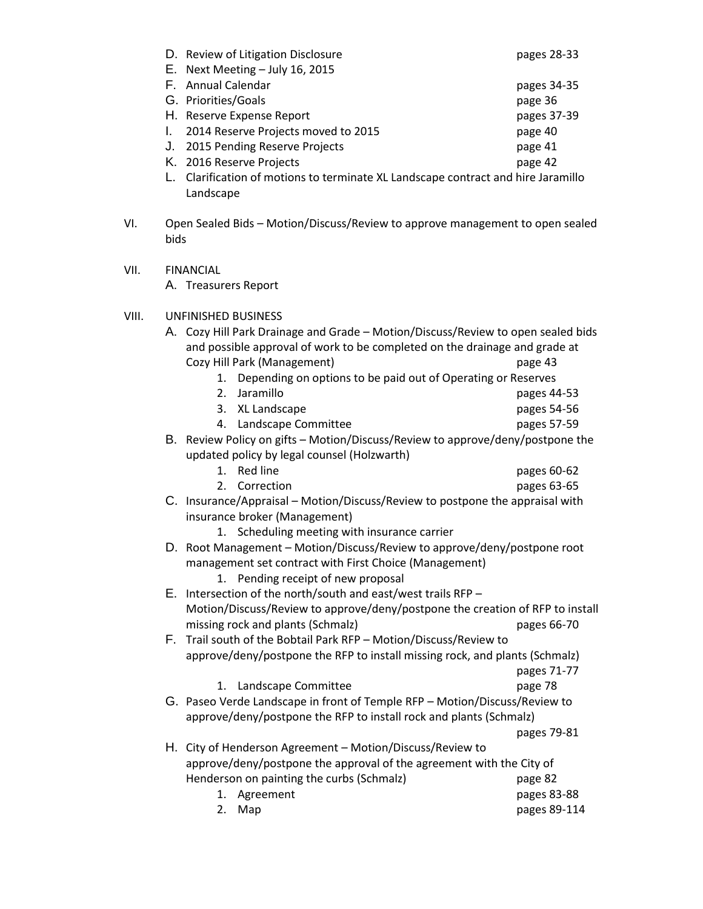D. Review of Litigation Disclosure pages 28-33
E. Next Meeting – July 16, 2015
F. Annual Calendar pages 34-35
G. Priorities/Goals page 36
H. Reserve Expense Report pages 37-39
I. 2014 Reserve Projects moved to 2015 page 40
J. 2015 Pending Reserve Projects page 41
K. 2016 Reserve Projects page 42
L. Clarification of motions to terminate XL Landscape contract and hire Jaramillo Landscape

VI. Open Sealed Bids – Motion/Discuss/Review to approve management to open sealed bids

VII. FINANCIAL
A. Treasurers Report

VIII. UNFINISHED BUSINESS
A. Cozy Hill Park Drainage and Grade – Motion/Discuss/Review to open sealed bids and possible approval of work to be completed on the drainage and grade at Cozy Hill Park (Management) page 43
   1. Depending on options to be paid out of Operating or Reserves
   2. Jaramillo pages 44-53
   3. XL Landscape pages 54-56
   4. Landscape Committee pages 57-59
B. Review Policy on gifts – Motion/Discuss/Review to approve/deny/postpone the updated policy by legal counsel (Holzwarth)
   1. Red line pages 60-62
   2. Correction pages 63-65
C. Insurance/Appraisal – Motion/Discuss/Review to postpone the appraisal with insurance broker (Management)
   1. Scheduling meeting with insurance carrier
D. Root Management – Motion/Discuss/Review to approve/deny/postpone root management set contract with First Choice (Management)
   1. Pending receipt of new proposal
E. Intersection of the north/south and east/west trails RFP – Motion/Discuss/Review to approve/deny/postpone the creation of RFP to install missing rock and plants (Schmalz) pages 66-70
F. Trail south of the Bobtail Park RFP – Motion/Discuss/Review to approve/deny/postpone the RFP to install missing rock, and plants (Schmalz) pages 71-77
   1. Landscape Committee page 78
G. Paseo Verde Landscape in front of Temple RFP – Motion/Discuss/Review to approve/deny/postpone the RFP to install rock and plants (Schmalz) pages 79-81
H. City of Henderson Agreement – Motion/Discuss/Review to approve/deny/postpone the approval of the agreement with the City of Henderson on painting the curbs (Schmalz) page 82
   1. Agreement pages 83-88
   2. Map pages 89-114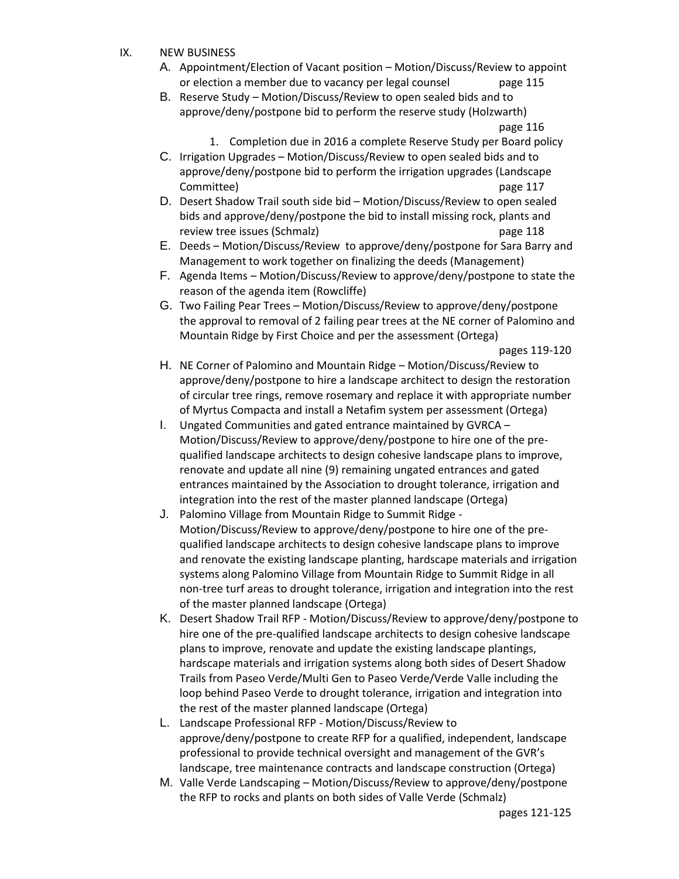IX. NEW BUSINESS

A. Appointment/Election of Vacant position – Motion/Discuss/Review to appoint or election a member due to vacancy per legal counsel page 115

B. Reserve Study – Motion/Discuss/Review to open sealed bids and to approve/deny/postpone bid to perform the reserve study (Holzwarth) page 116

   1. Completion due in 2016 a complete Reserve Study per Board policy

C. Irrigation Upgrades – Motion/Discuss/Review to open sealed bids and to approve/deny/postpone bid to perform the irrigation upgrades (Landscape Committee) page 117

D. Desert Shadow Trail south side bid – Motion/Discuss/Review to open sealed bids and approve/deny/postpone the bid to install missing rock, plants and review tree issues (Schmalz) page 118

E. Deeds – Motion/Discuss/Review to approve/deny/postpone for Sara Barry and Management to work together on finalizing the deeds (Management)

F. Agenda Items – Motion/Discuss/Review to approve/deny/postpone to state the reason of the agenda item (Rowcliffe)

G. Two Failing Pear Trees – Motion/Discuss/Review to approve/deny/postpone the approval to removal of 2 failing pear trees at the NE corner of Palomino and Mountain Ridge by First Choice and per the assessment (Ortega) pages 119-120

H. NE Corner of Palomino and Mountain Ridge – Motion/Discuss/Review to approve/deny/postpone to hire a landscape architect to design the restoration of circular tree rings, remove rosemary and replace it with appropriate number of Myrtus Compacta and install a Netafim system per assessment (Ortega)

I. Ungated Communities and gated entrance maintained by GVRCA – Motion/Discuss/Review to approve/deny/postpone to hire one of the pre-qualified landscape architects to design cohesive landscape plans to improve, renovate and update all nine (9) remaining ungated entrances and gated entrances maintained by the Association to drought tolerance, irrigation and integration into the rest of the master planned landscape (Ortega)

J. Palomino Village from Mountain Ridge to Summit Ridge - Motion/Discuss/Review to approve/deny/postpone to hire one of the pre-qualified landscape architects to design cohesive landscape plans to improve and renovate the existing landscape planting, hardscape materials and irrigation systems along Palomino Village from Mountain Ridge to Summit Ridge in all non-tree turf areas to drought tolerance, irrigation and integration into the rest of the master planned landscape (Ortega)

K. Desert Shadow Trail RFP - Motion/Discuss/Review to approve/deny/postpone to hire one of the pre-qualified landscape architects to design cohesive landscape plans to improve, renovate and update the existing landscape plantings, hardscape materials and irrigation systems along both sides of Desert Shadow Trails from Paseo Verde/Multi Gen to Paseo Verde/Verde Valle including the loop behind Paseo Verde to drought tolerance, irrigation and integration into the rest of the master planned landscape (Ortega)

L. Landscape Professional RFP - Motion/Discuss/Review to approve/deny/postpone to create RFP for a qualified, independent, landscape professional to provide technical oversight and management of the GVR's landscape, tree maintenance contracts and landscape construction (Ortega)

M. Valle Verde Landscaping – Motion/Discuss/Review to approve/deny/postpone the RFP to rocks and plants on both sides of Valle Verde (Schmalz) pages 121-125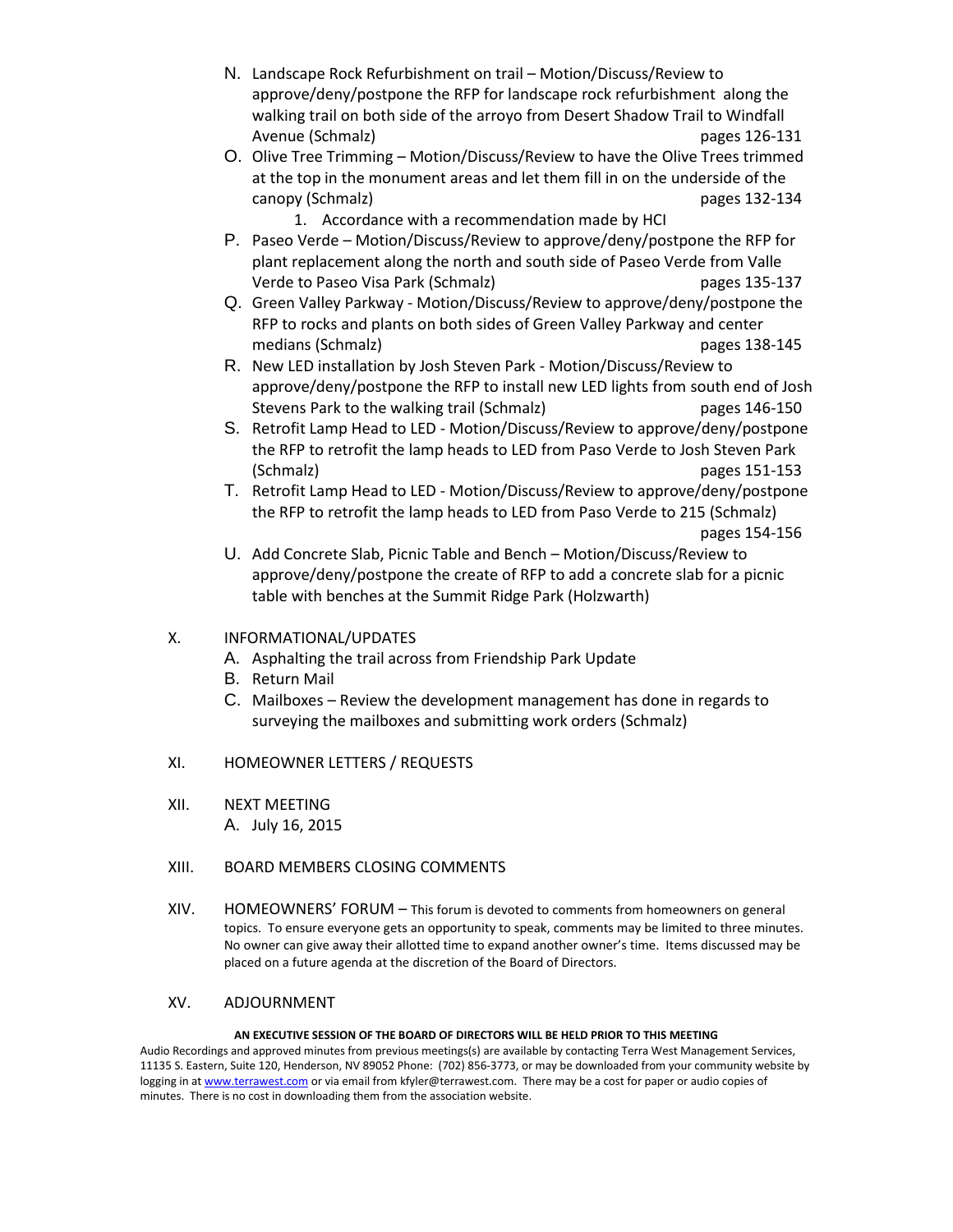N. Landscape Rock Refurbishment on trail – Motion/Discuss/Review to approve/deny/postpone the RFP for landscape rock refurbishment along the walking trail on both side of the arroyo from Desert Shadow Trail to Windfall Avenue (Schmalz) pages 126-131

O. Olive Tree Trimming – Motion/Discuss/Review to have the Olive Trees trimmed at the top in the monument areas and let them fill in on the underside of the canopy (Schmalz) pages 132-134

   1. Accordance with a recommendation made by HCI

P. Paseo Verde – Motion/Discuss/Review to approve/deny/postpone the RFP for plant replacement along the north and south side of Paseo Verde from Valle Verde to Paseo Visa Park (Schmalz) pages 135-137

Q. Green Valley Parkway - Motion/Discuss/Review to approve/deny/postpone the RFP to rocks and plants on both sides of Green Valley Parkway and center medians (Schmalz) pages 138-145

R. New LED installation by Josh Steven Park - Motion/Discuss/Review to approve/deny/postpone the RFP to install new LED lights from south end of Josh Stevens Park to the walking trail (Schmalz) pages 146-150

S. Retrofit Lamp Head to LED - Motion/Discuss/Review to approve/deny/postpone the RFP to retrofit the lamp heads to LED from Paso Verde to Josh Steven Park (Schmalz) pages 151-153

T. Retrofit Lamp Head to LED - Motion/Discuss/Review to approve/deny/postpone the RFP to retrofit the lamp heads to LED from Paso Verde to 215 (Schmalz) pages 154-156

U. Add Concrete Slab, Picnic Table and Bench – Motion/Discuss/Review to approve/deny/postpone the create of RFP to add a concrete slab for a picnic table with benches at the Summit Ridge Park (Holzwarth)

X. INFORMATIONAL/UPDATES

A. Asphalting the trail across from Friendship Park Update

B. Return Mail

C. Mailboxes – Review the development management has done in regards to surveying the mailboxes and submitting work orders (Schmalz)

XI. HOMEOWNER LETTERS / REQUESTS

XII. NEXT MEETING

A. July 16, 2015

XIII. BOARD MEMBERS CLOSING COMMENTS

XIV. HOMEOWNERS' FORUM – This forum is devoted to comments from homeowners on general topics. To ensure everyone gets an opportunity to speak, comments may be limited to three minutes. No owner can give away their allotted time to expand another owner's time. Items discussed may be placed on a future agenda at the discretion of the Board of Directors.

XV. ADJOURNMENT

**AN EXECUTIVE SESSION OF THE BOARD OF DIRECTORS WILL BE HELD PRIOR TO THIS MEETING**

Audio Recordings and approved minutes from previous meetings(s) are available by contacting Terra West Management Services, 11135 S. Eastern, Suite 120, Henderson, NV 89052 Phone: (702) 856-3773, or may be downloaded from your community website by logging in at www.terrawest.com or via email from kfyler@terrawest.com. There may be a cost for paper or audio copies of minutes. There is no cost in downloading them from the association website.